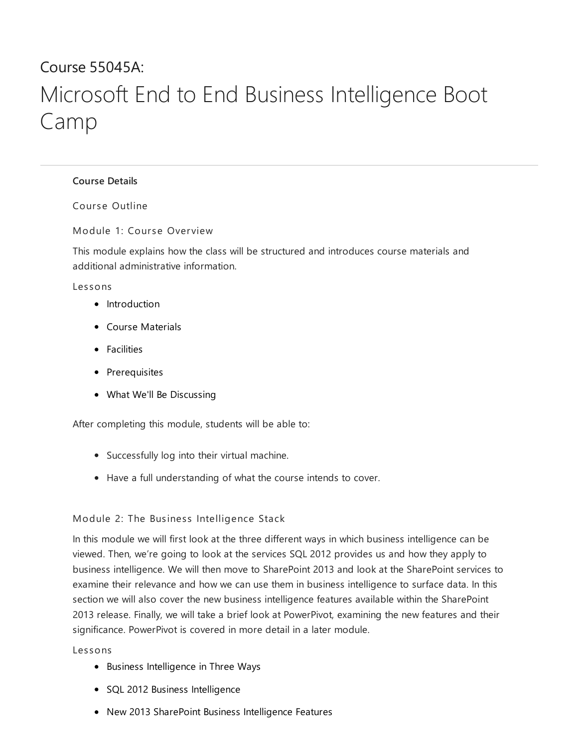# Course 55045A:

# Microsoft End to End Business Intelligence Boot Camp

---

**Course Details**

## Course Outline

### Module 1: Course Overview

This module explains how the class will be structured and introduces course materials and additional administrative information.

#### Lessons

- Introduction
- Course Materials
- Facilities
- Prerequisites
- What We'll Be Discussing

After completing this module, students will be able to:

- Successfully log into their virtual machine.
- Have a full understanding of what the course intends to cover.

### Module 2: The Business Intelligence Stack

In this module we will first look at the three different ways in which business intelligence can be viewed. Then, we're going to look at the services SQL 2012 provides us and how they apply to business intelligence. We will then move to SharePoint 2013 and look at the SharePoint services to examine their relevance and how we can use them in business intelligence to surface data. In this section we will also cover the new business intelligence features available within the SharePoint 2013 release. Finally, we will take a brief look at PowerPivot, examining the new features and their significance. PowerPivot is covered in more detail in a later module.

#### Lessons

- Business Intelligence in Three Ways
- SQL 2012 Business Intelligence
- New 2013 SharePoint Business Intelligence Features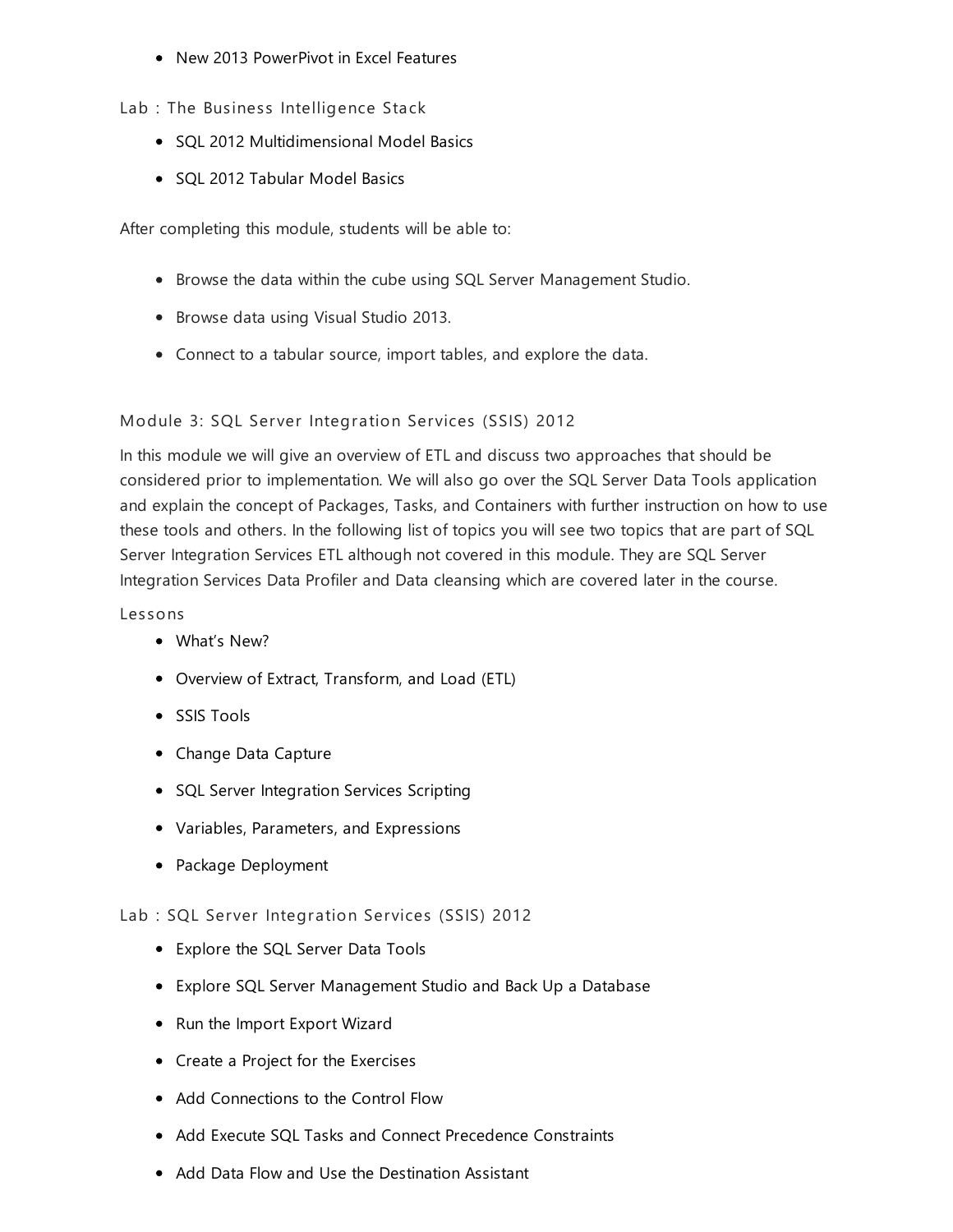- New 2013 PowerPivot in Excel Features

### Lab : The Business Intelligence Stack

- SQL 2012 Multidimensional Model Basics
- SQL 2012 Tabular Model Basics

After completing this module, students will be able to:

- Browse the data within the cube using SQL Server Management Studio.
- Browse data using Visual Studio 2013.
- Connect to a tabular source, import tables, and explore the data.

## Module 3: SQL Server Integration Services (SSIS) 2012

In this module we will give an overview of ETL and discuss two approaches that should be considered prior to implementation. We will also go over the SQL Server Data Tools application and explain the concept of Packages, Tasks, and Containers with further instruction on how to use these tools and others. In the following list of topics you will see two topics that are part of SQL Server Integration Services ETL although not covered in this module. They are SQL Server Integration Services Data Profiler and Data cleansing which are covered later in the course.

### Lessons

- What's New?
- Overview of Extract, Transform, and Load (ETL)
- SSIS Tools
- Change Data Capture
- SQL Server Integration Services Scripting
- Variables, Parameters, and Expressions
- Package Deployment

### Lab : SQL Server Integration Services (SSIS) 2012

- Explore the SQL Server Data Tools
- Explore SQL Server Management Studio and Back Up a Database
- Run the Import Export Wizard
- Create a Project for the Exercises
- Add Connections to the Control Flow
- Add Execute SQL Tasks and Connect Precedence Constraints
- Add Data Flow and Use the Destination Assistant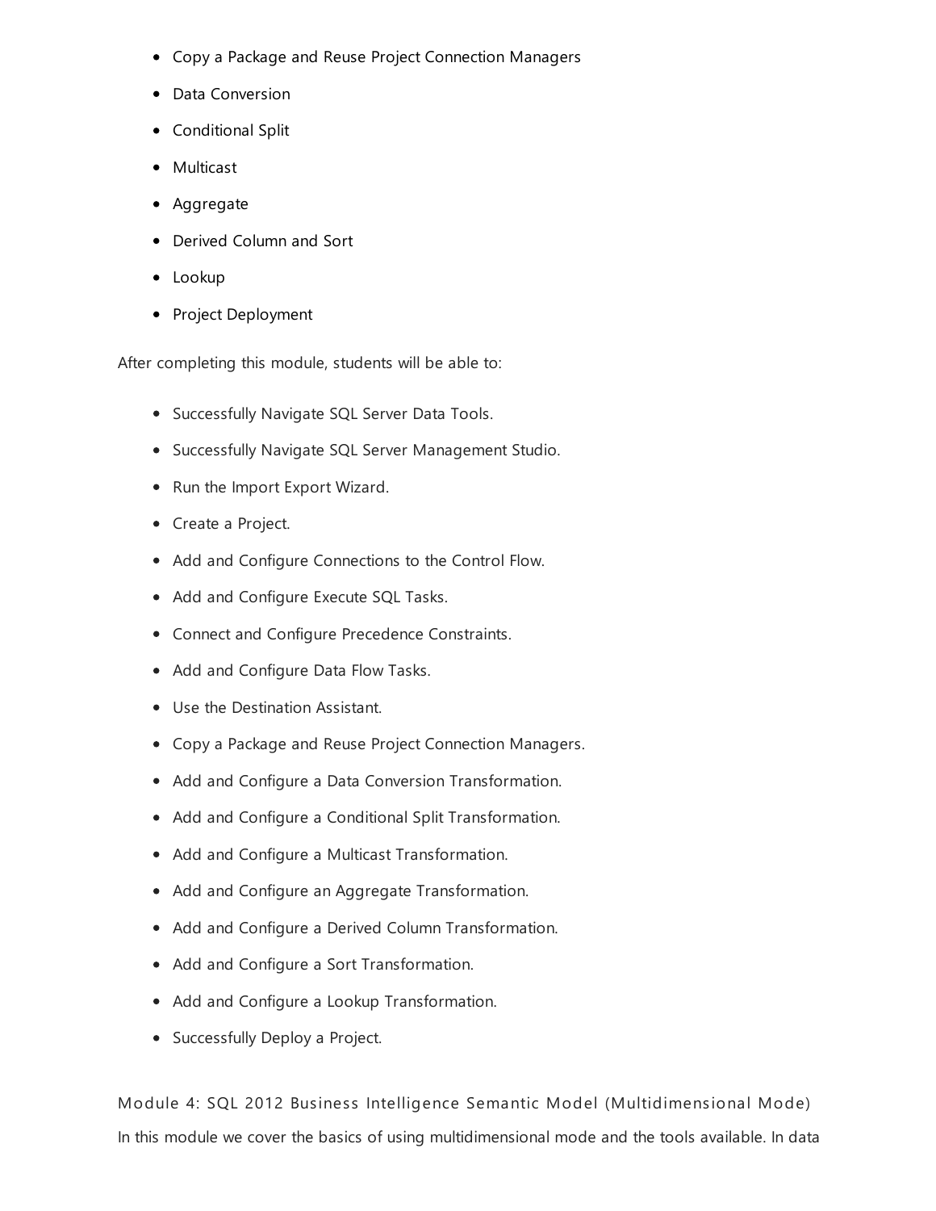- Copy a Package and Reuse Project Connection Managers
- Data Conversion
- Conditional Split
- Multicast
- Aggregate
- Derived Column and Sort
- Lookup
- Project Deployment

After completing this module, students will be able to:

- Successfully Navigate SQL Server Data Tools.
- Successfully Navigate SQL Server Management Studio.
- Run the Import Export Wizard.
- Create a Project.
- Add and Configure Connections to the Control Flow.
- Add and Configure Execute SQL Tasks.
- Connect and Configure Precedence Constraints.
- Add and Configure Data Flow Tasks.
- Use the Destination Assistant.
- Copy a Package and Reuse Project Connection Managers.
- Add and Configure a Data Conversion Transformation.
- Add and Configure a Conditional Split Transformation.
- Add and Configure a Multicast Transformation.
- Add and Configure an Aggregate Transformation.
- Add and Configure a Derived Column Transformation.
- Add and Configure a Sort Transformation.
- Add and Configure a Lookup Transformation.
- Successfully Deploy a Project.

### Module 4: SQL 2012 Business Intelligence Semantic Model (Multidimensional Mode)

In this module we cover the basics of using multidimensional mode and the tools available. In data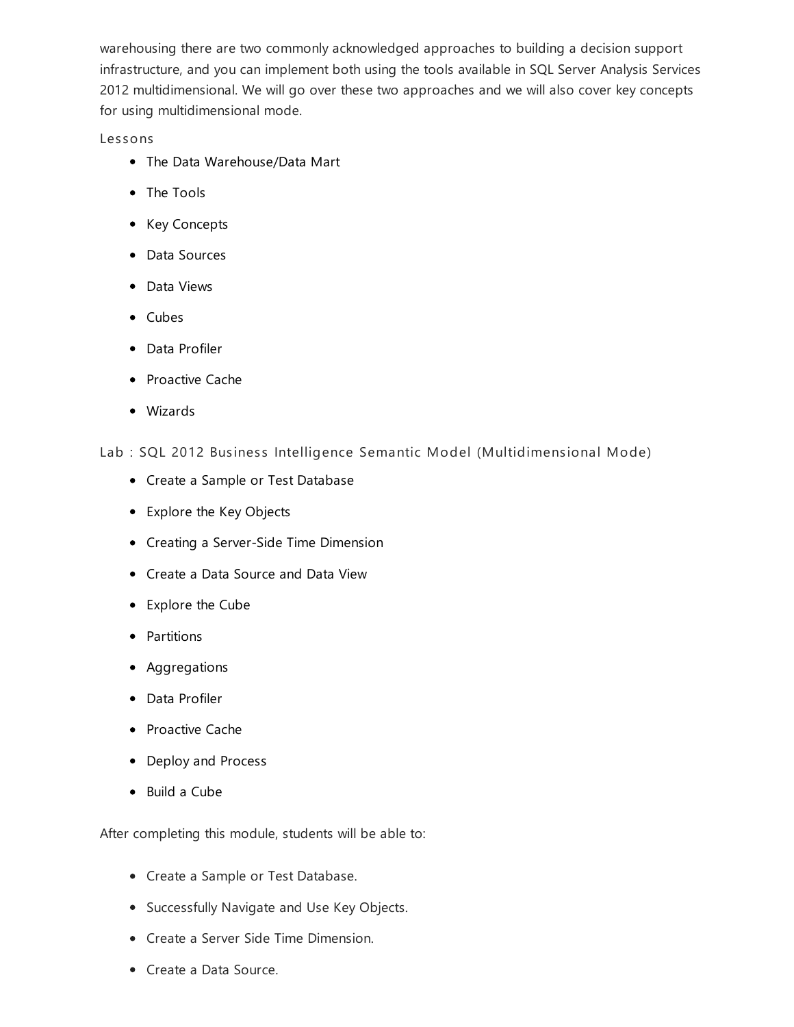warehousing there are two commonly acknowledged approaches to building a decision support infrastructure, and you can implement both using the tools available in SQL Server Analysis Services 2012 multidimensional. We will go over these two approaches and we will also cover key concepts for using multidimensional mode.

### Lessons

- The Data Warehouse/Data Mart
- The Tools
- Key Concepts
- Data Sources
- Data Views
- Cubes
- Data Profiler
- Proactive Cache
- Wizards

### Lab : SQL 2012 Business Intelligence Semantic Model (Multidimensional Mode)

- Create a Sample or Test Database
- Explore the Key Objects
- Creating a Server-Side Time Dimension
- Create a Data Source and Data View
- Explore the Cube
- Partitions
- Aggregations
- Data Profiler
- Proactive Cache
- Deploy and Process
- Build a Cube

After completing this module, students will be able to:

- Create a Sample or Test Database.
- Successfully Navigate and Use Key Objects.
- Create a Server Side Time Dimension.
- Create a Data Source.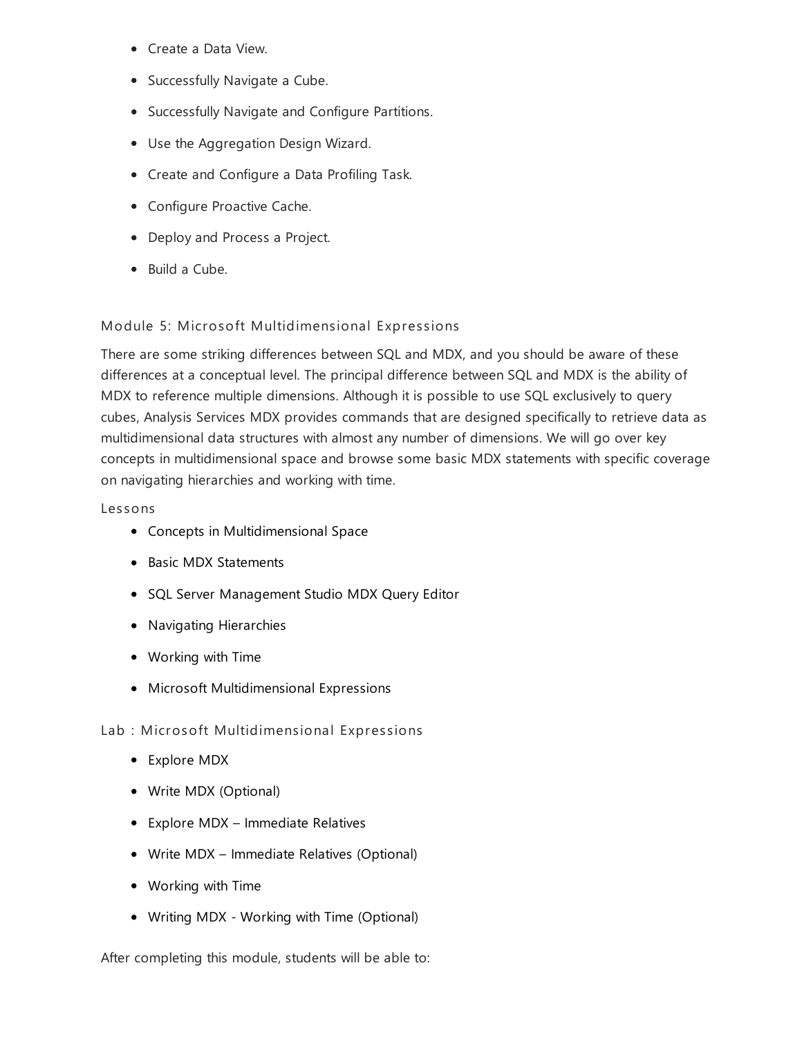- Create a Data View.
- Successfully Navigate a Cube.
- Successfully Navigate and Configure Partitions.
- Use the Aggregation Design Wizard.
- Create and Configure a Data Profiling Task.
- Configure Proactive Cache.
- Deploy and Process a Project.
- Build a Cube.

### Module 5: Microsoft Multidimensional Expressions

There are some striking differences between SQL and MDX, and you should be aware of these differences at a conceptual level. The principal difference between SQL and MDX is the ability of MDX to reference multiple dimensions. Although it is possible to use SQL exclusively to query cubes, Analysis Services MDX provides commands that are designed specifically to retrieve data as multidimensional data structures with almost any number of dimensions. We will go over key concepts in multidimensional space and browse some basic MDX statements with specific coverage on navigating hierarchies and working with time.

#### Lessons

- Concepts in Multidimensional Space
- Basic MDX Statements
- SQL Server Management Studio MDX Query Editor
- Navigating Hierarchies
- Working with Time
- Microsoft Multidimensional Expressions

#### Lab : Microsoft Multidimensional Expressions

- Explore MDX
- Write MDX (Optional)
- Explore MDX – Immediate Relatives
- Write MDX – Immediate Relatives (Optional)
- Working with Time
- Writing MDX - Working with Time (Optional)

After completing this module, students will be able to: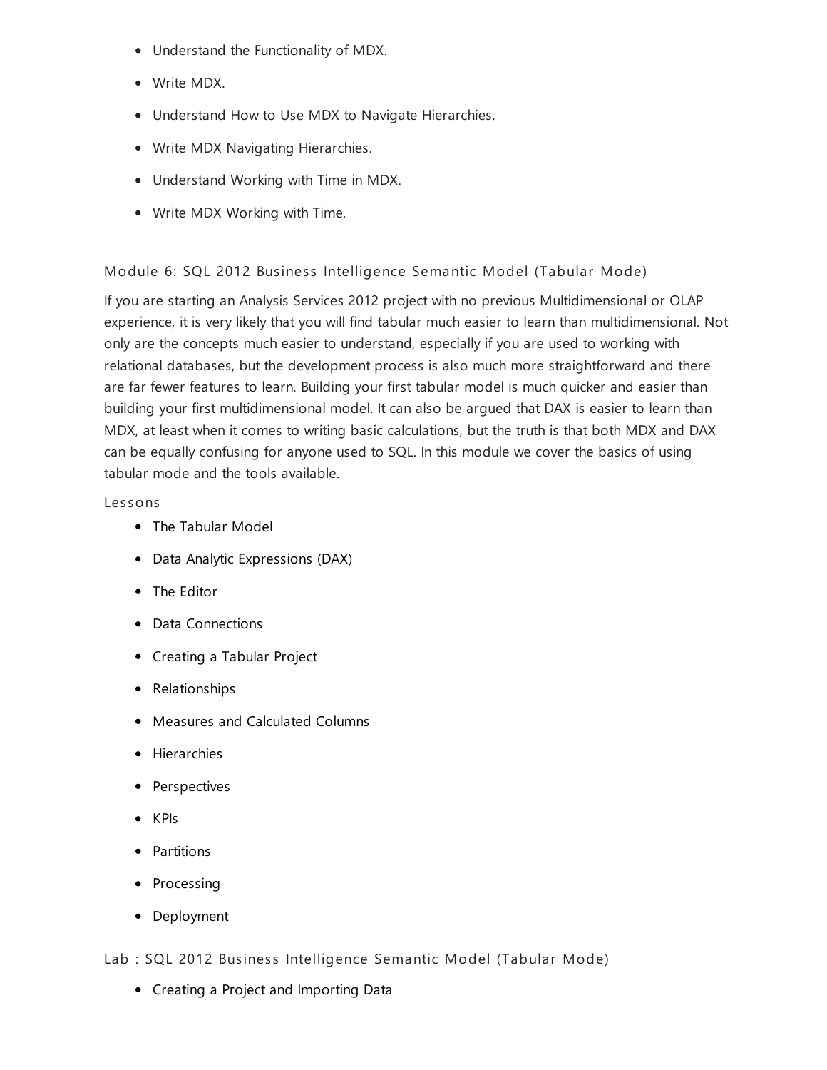- Understand the Functionality of MDX.
- Write MDX.
- Understand How to Use MDX to Navigate Hierarchies.
- Write MDX Navigating Hierarchies.
- Understand Working with Time in MDX.
- Write MDX Working with Time.

### Module 6: SQL 2012 Business Intelligence Semantic Model (Tabular Mode)

If you are starting an Analysis Services 2012 project with no previous Multidimensional or OLAP experience, it is very likely that you will find tabular much easier to learn than multidimensional. Not only are the concepts much easier to understand, especially if you are used to working with relational databases, but the development process is also much more straightforward and there are far fewer features to learn. Building your first tabular model is much quicker and easier than building your first multidimensional model. It can also be argued that DAX is easier to learn than MDX, at least when it comes to writing basic calculations, but the truth is that both MDX and DAX can be equally confusing for anyone used to SQL. In this module we cover the basics of using tabular mode and the tools available.

#### Lessons

- The Tabular Model
- Data Analytic Expressions (DAX)
- The Editor
- Data Connections
- Creating a Tabular Project
- Relationships
- Measures and Calculated Columns
- Hierarchies
- Perspectives
- KPIs
- Partitions
- Processing
- Deployment

### Lab : SQL 2012 Business Intelligence Semantic Model (Tabular Mode)

- Creating a Project and Importing Data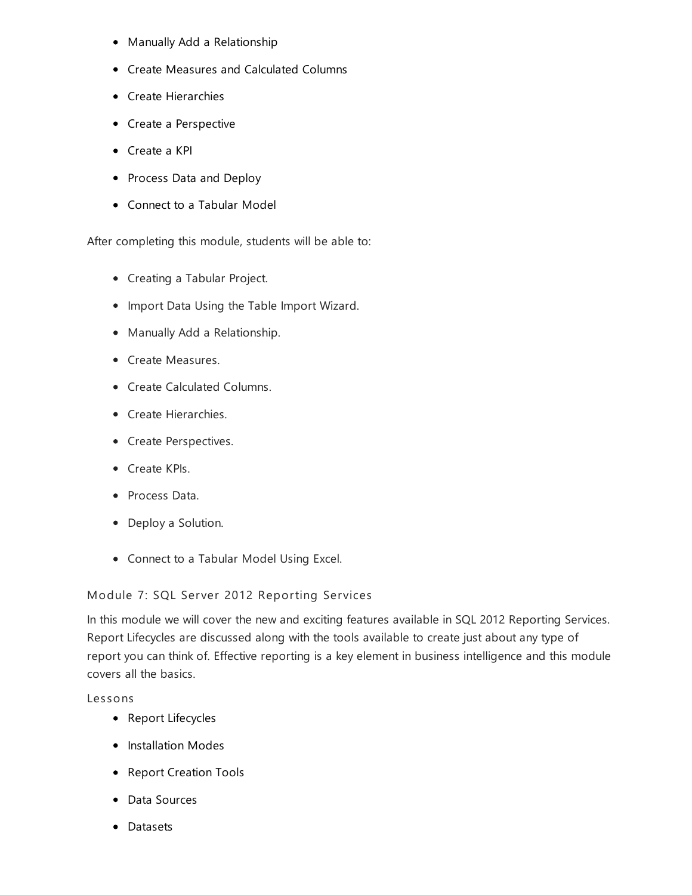- Manually Add a Relationship
- Create Measures and Calculated Columns
- Create Hierarchies
- Create a Perspective
- Create a KPI
- Process Data and Deploy
- Connect to a Tabular Model

After completing this module, students will be able to:

- Creating a Tabular Project.
- Import Data Using the Table Import Wizard.
- Manually Add a Relationship.
- Create Measures.
- Create Calculated Columns.
- Create Hierarchies.
- Create Perspectives.
- Create KPIs.
- Process Data.
- Deploy a Solution.
- Connect to a Tabular Model Using Excel.

### Module 7: SQL Server 2012 Reporting Services

In this module we will cover the new and exciting features available in SQL 2012 Reporting Services. Report Lifecycles are discussed along with the tools available to create just about any type of report you can think of. Effective reporting is a key element in business intelligence and this module covers all the basics.

#### Lessons

- Report Lifecycles
- Installation Modes
- Report Creation Tools
- Data Sources
- Datasets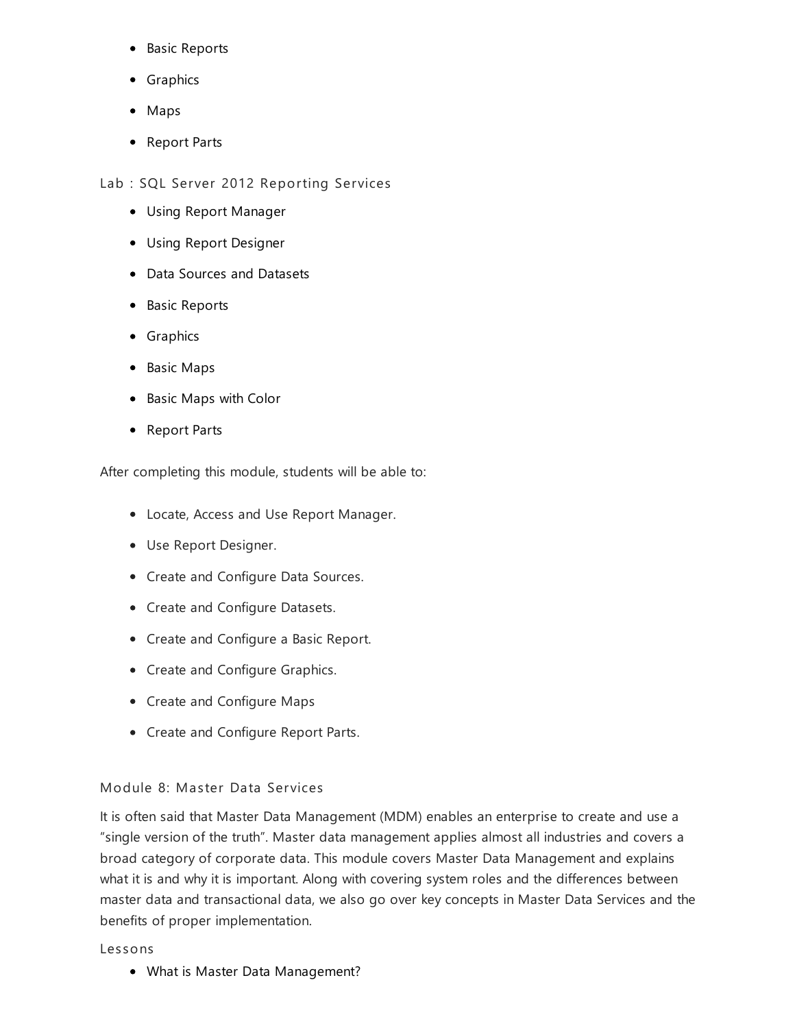- Basic Reports
- Graphics
- Maps
- Report Parts

### Lab : SQL Server 2012 Reporting Services

- Using Report Manager
- Using Report Designer
- Data Sources and Datasets
- Basic Reports
- Graphics
- Basic Maps
- Basic Maps with Color
- Report Parts

After completing this module, students will be able to:

- Locate, Access and Use Report Manager.
- Use Report Designer.
- Create and Configure Data Sources.
- Create and Configure Datasets.
- Create and Configure a Basic Report.
- Create and Configure Graphics.
- Create and Configure Maps
- Create and Configure Report Parts.

## Module 8: Master Data Services

It is often said that Master Data Management (MDM) enables an enterprise to create and use a "single version of the truth". Master data management applies almost all industries and covers a broad category of corporate data. This module covers Master Data Management and explains what it is and why it is important. Along with covering system roles and the differences between master data and transactional data, we also go over key concepts in Master Data Services and the benefits of proper implementation.

### Lessons

- What is Master Data Management?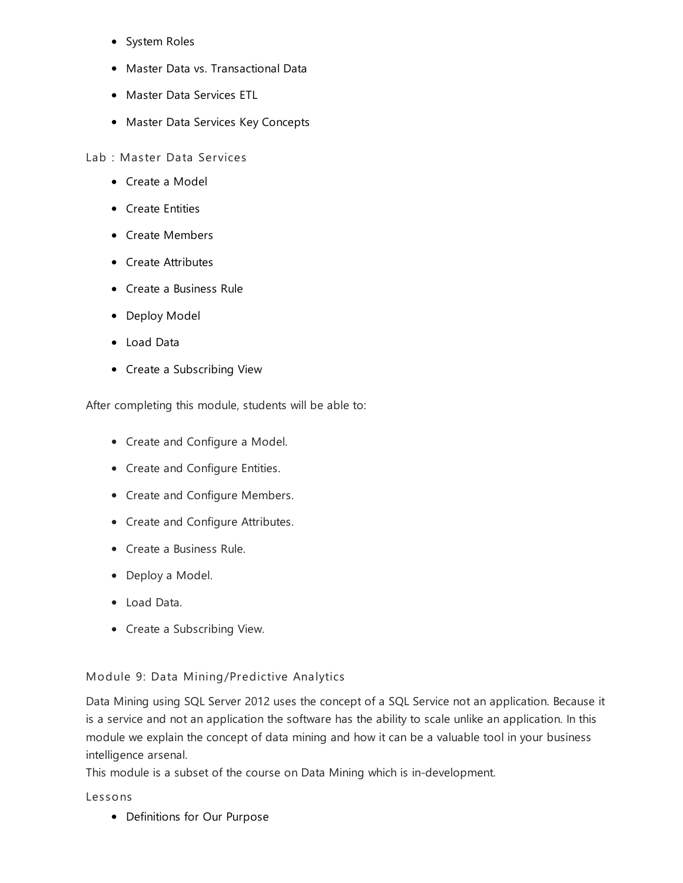- System Roles
- Master Data vs. Transactional Data
- Master Data Services ETL
- Master Data Services Key Concepts

### Lab : Master Data Services

- Create a Model
- Create Entities
- Create Members
- Create Attributes
- Create a Business Rule
- Deploy Model
- Load Data
- Create a Subscribing View

After completing this module, students will be able to:

- Create and Configure a Model.
- Create and Configure Entities.
- Create and Configure Members.
- Create and Configure Attributes.
- Create a Business Rule.
- Deploy a Model.
- Load Data.
- Create a Subscribing View.

## Module 9: Data Mining/Predictive Analytics

Data Mining using SQL Server 2012 uses the concept of a SQL Service not an application. Because it is a service and not an application the software has the ability to scale unlike an application. In this module we explain the concept of data mining and how it can be a valuable tool in your business intelligence arsenal.
This module is a subset of the course on Data Mining which is in-development.

### Lessons

- Definitions for Our Purpose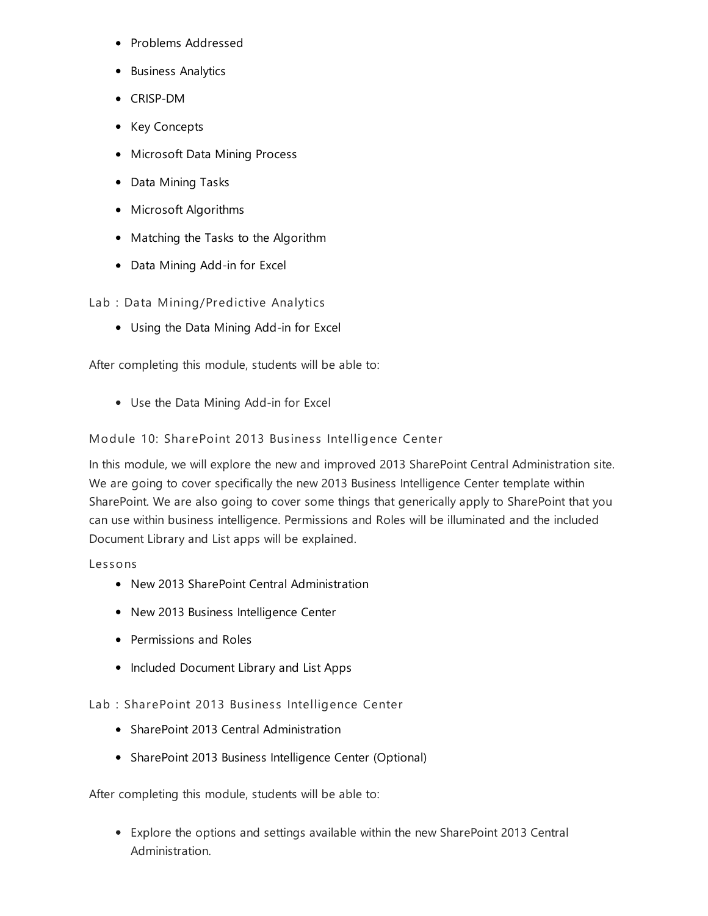- Problems Addressed
- Business Analytics
- CRISP-DM
- Key Concepts
- Microsoft Data Mining Process
- Data Mining Tasks
- Microsoft Algorithms
- Matching the Tasks to the Algorithm
- Data Mining Add-in for Excel

#### Lab : Data Mining/Predictive Analytics

- Using the Data Mining Add-in for Excel

After completing this module, students will be able to:

- Use the Data Mining Add-in for Excel

### Module 10: SharePoint 2013 Business Intelligence Center

In this module, we will explore the new and improved 2013 SharePoint Central Administration site. We are going to cover specifically the new 2013 Business Intelligence Center template within SharePoint. We are also going to cover some things that generically apply to SharePoint that you can use within business intelligence. Permissions and Roles will be illuminated and the included Document Library and List apps will be explained.

#### Lessons

- New 2013 SharePoint Central Administration
- New 2013 Business Intelligence Center
- Permissions and Roles
- Included Document Library and List Apps

#### Lab : SharePoint 2013 Business Intelligence Center

- SharePoint 2013 Central Administration
- SharePoint 2013 Business Intelligence Center (Optional)

After completing this module, students will be able to:

- Explore the options and settings available within the new SharePoint 2013 Central Administration.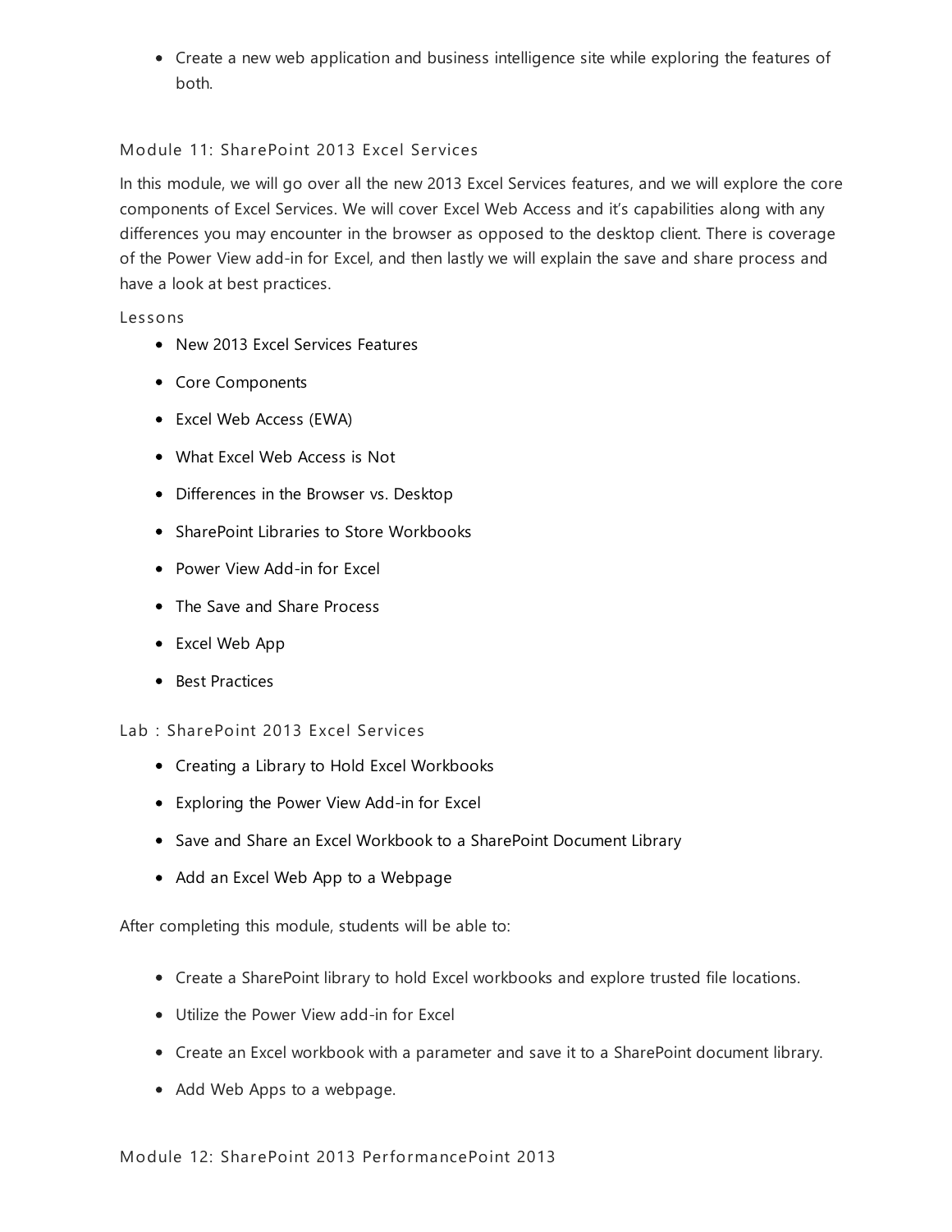- Create a new web application and business intelligence site while exploring the features of both.

### Module 11: SharePoint 2013 Excel Services

In this module, we will go over all the new 2013 Excel Services features, and we will explore the core components of Excel Services. We will cover Excel Web Access and it's capabilities along with any differences you may encounter in the browser as opposed to the desktop client. There is coverage of the Power View add-in for Excel, and then lastly we will explain the save and share process and have a look at best practices.

#### Lessons

- New 2013 Excel Services Features
- Core Components
- Excel Web Access (EWA)
- What Excel Web Access is Not
- Differences in the Browser vs. Desktop
- SharePoint Libraries to Store Workbooks
- Power View Add-in for Excel
- The Save and Share Process
- Excel Web App
- Best Practices

#### Lab : SharePoint 2013 Excel Services

- Creating a Library to Hold Excel Workbooks
- Exploring the Power View Add-in for Excel
- Save and Share an Excel Workbook to a SharePoint Document Library
- Add an Excel Web App to a Webpage

After completing this module, students will be able to:

- Create a SharePoint library to hold Excel workbooks and explore trusted file locations.
- Utilize the Power View add-in for Excel
- Create an Excel workbook with a parameter and save it to a SharePoint document library.
- Add Web Apps to a webpage.

### Module 12: SharePoint 2013 PerformancePoint 2013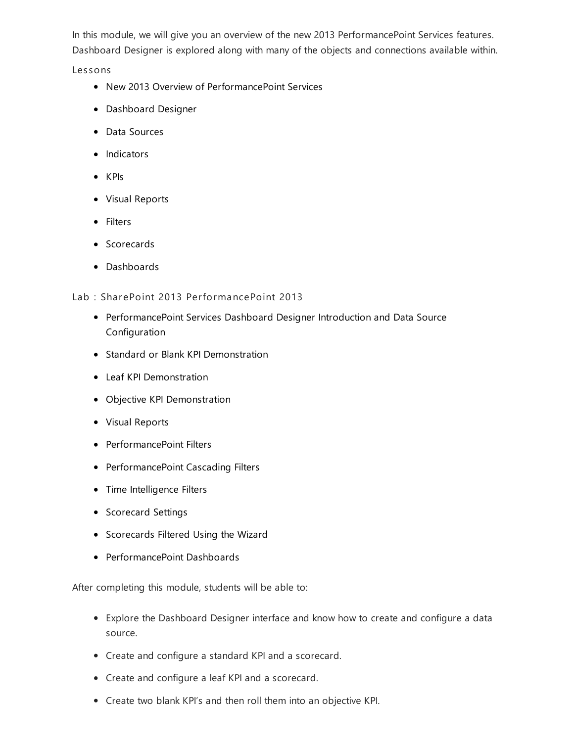In this module, we will give you an overview of the new 2013 PerformancePoint Services features. Dashboard Designer is explored along with many of the objects and connections available within.

Lessons

- New 2013 Overview of PerformancePoint Services
- Dashboard Designer
- Data Sources
- Indicators
- KPIs
- Visual Reports
- Filters
- Scorecards
- Dashboards

Lab : SharePoint 2013 PerformancePoint 2013

- PerformancePoint Services Dashboard Designer Introduction and Data Source Configuration
- Standard or Blank KPI Demonstration
- Leaf KPI Demonstration
- Objective KPI Demonstration
- Visual Reports
- PerformancePoint Filters
- PerformancePoint Cascading Filters
- Time Intelligence Filters
- Scorecard Settings
- Scorecards Filtered Using the Wizard
- PerformancePoint Dashboards

After completing this module, students will be able to:

- Explore the Dashboard Designer interface and know how to create and configure a data source.
- Create and configure a standard KPI and a scorecard.
- Create and configure a leaf KPI and a scorecard.
- Create two blank KPI's and then roll them into an objective KPI.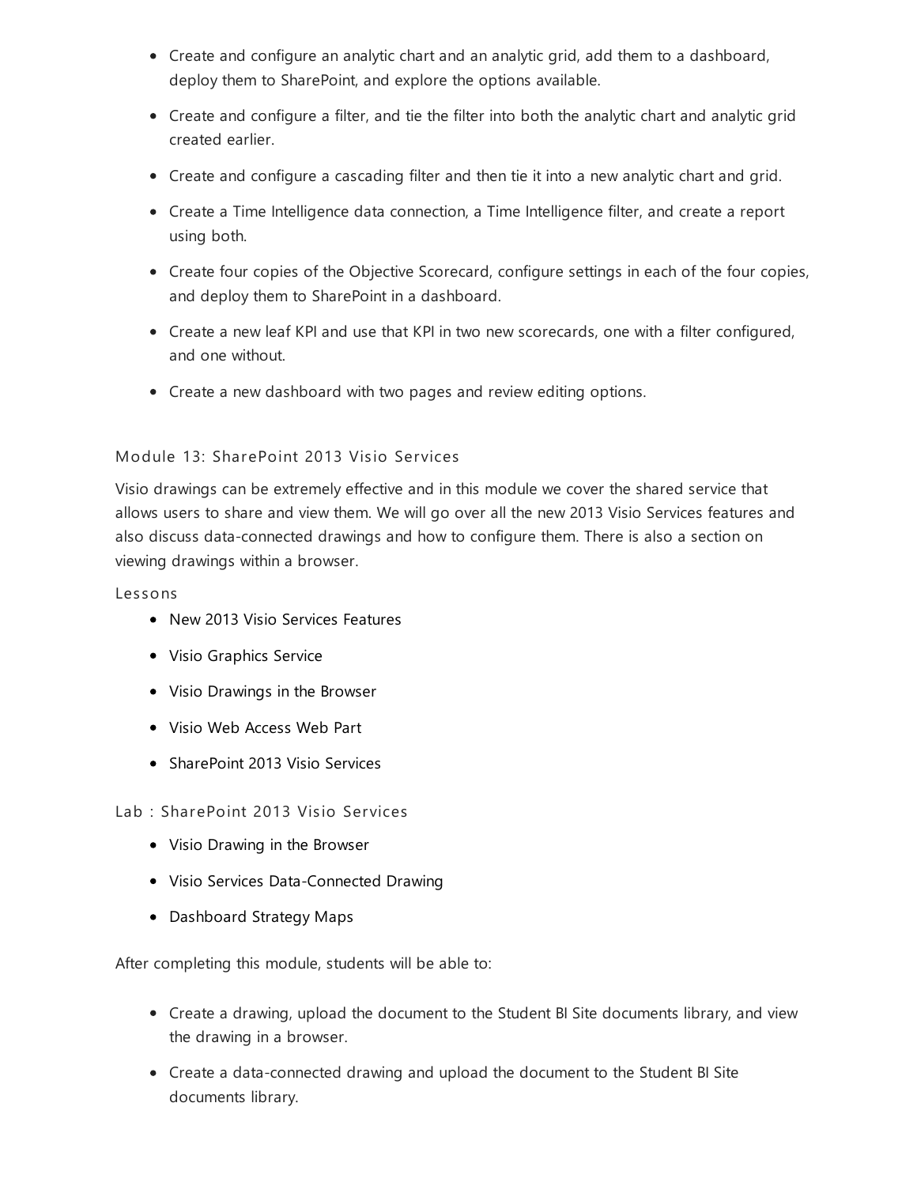- Create and configure an analytic chart and an analytic grid, add them to a dashboard, deploy them to SharePoint, and explore the options available.
- Create and configure a filter, and tie the filter into both the analytic chart and analytic grid created earlier.
- Create and configure a cascading filter and then tie it into a new analytic chart and grid.
- Create a Time Intelligence data connection, a Time Intelligence filter, and create a report using both.
- Create four copies of the Objective Scorecard, configure settings in each of the four copies, and deploy them to SharePoint in a dashboard.
- Create a new leaf KPI and use that KPI in two new scorecards, one with a filter configured, and one without.
- Create a new dashboard with two pages and review editing options.

### Module 13: SharePoint 2013 Visio Services

Visio drawings can be extremely effective and in this module we cover the shared service that allows users to share and view them. We will go over all the new 2013 Visio Services features and also discuss data-connected drawings and how to configure them. There is also a section on viewing drawings within a browser.

#### Lessons

- New 2013 Visio Services Features
- Visio Graphics Service
- Visio Drawings in the Browser
- Visio Web Access Web Part
- SharePoint 2013 Visio Services

#### Lab : SharePoint 2013 Visio Services

- Visio Drawing in the Browser
- Visio Services Data-Connected Drawing
- Dashboard Strategy Maps

After completing this module, students will be able to:

- Create a drawing, upload the document to the Student BI Site documents library, and view the drawing in a browser.
- Create a data-connected drawing and upload the document to the Student BI Site documents library.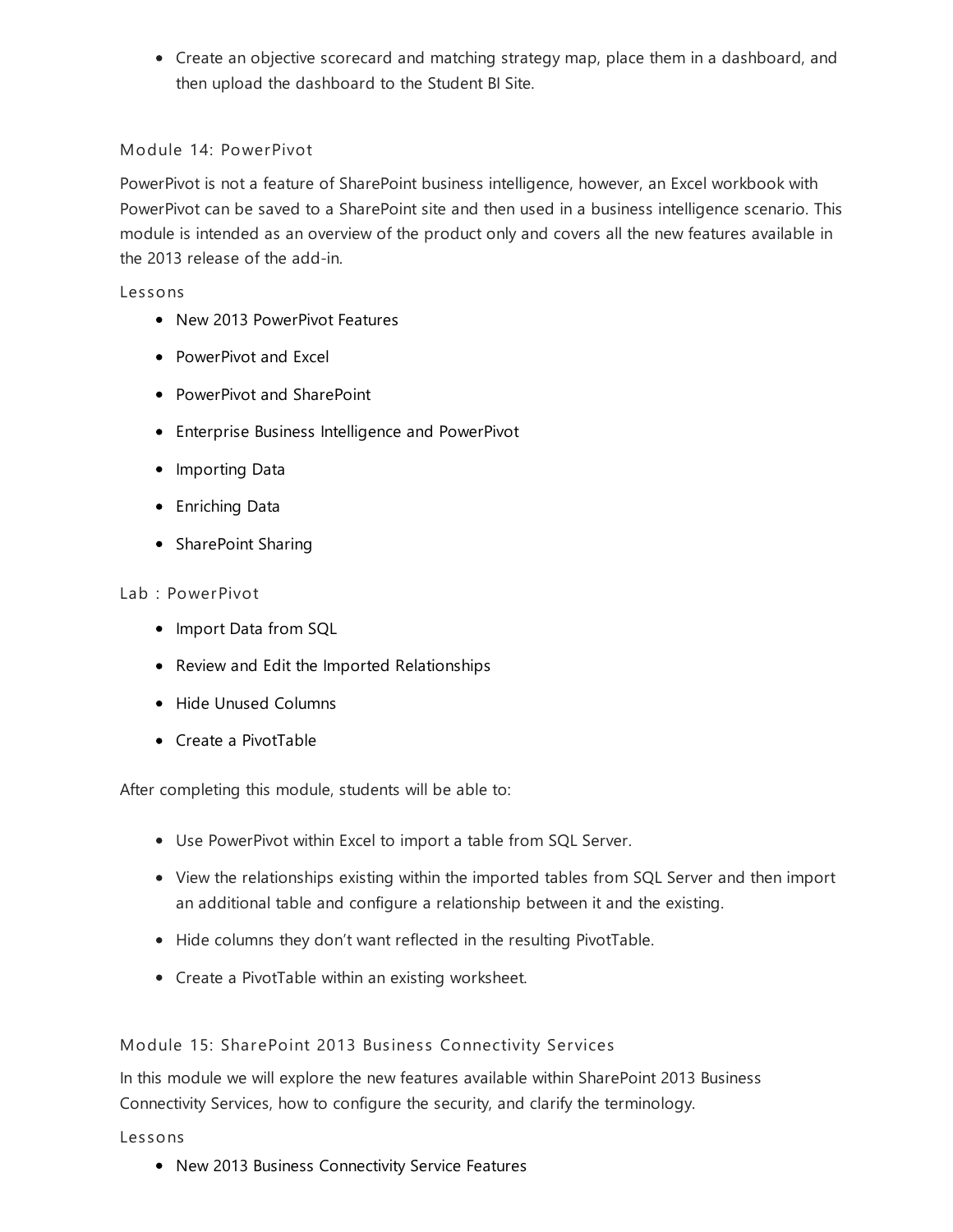- Create an objective scorecard and matching strategy map, place them in a dashboard, and then upload the dashboard to the Student BI Site.

### Module 14: PowerPivot

PowerPivot is not a feature of SharePoint business intelligence, however, an Excel workbook with PowerPivot can be saved to a SharePoint site and then used in a business intelligence scenario. This module is intended as an overview of the product only and covers all the new features available in the 2013 release of the add-in.

#### Lessons

- New 2013 PowerPivot Features
- PowerPivot and Excel
- PowerPivot and SharePoint
- Enterprise Business Intelligence and PowerPivot
- Importing Data
- Enriching Data
- SharePoint Sharing

#### Lab : PowerPivot

- Import Data from SQL
- Review and Edit the Imported Relationships
- Hide Unused Columns
- Create a PivotTable

After completing this module, students will be able to:

- Use PowerPivot within Excel to import a table from SQL Server.
- View the relationships existing within the imported tables from SQL Server and then import an additional table and configure a relationship between it and the existing.
- Hide columns they don't want reflected in the resulting PivotTable.
- Create a PivotTable within an existing worksheet.

### Module 15: SharePoint 2013 Business Connectivity Services

In this module we will explore the new features available within SharePoint 2013 Business Connectivity Services, how to configure the security, and clarify the terminology.

#### Lessons

- New 2013 Business Connectivity Service Features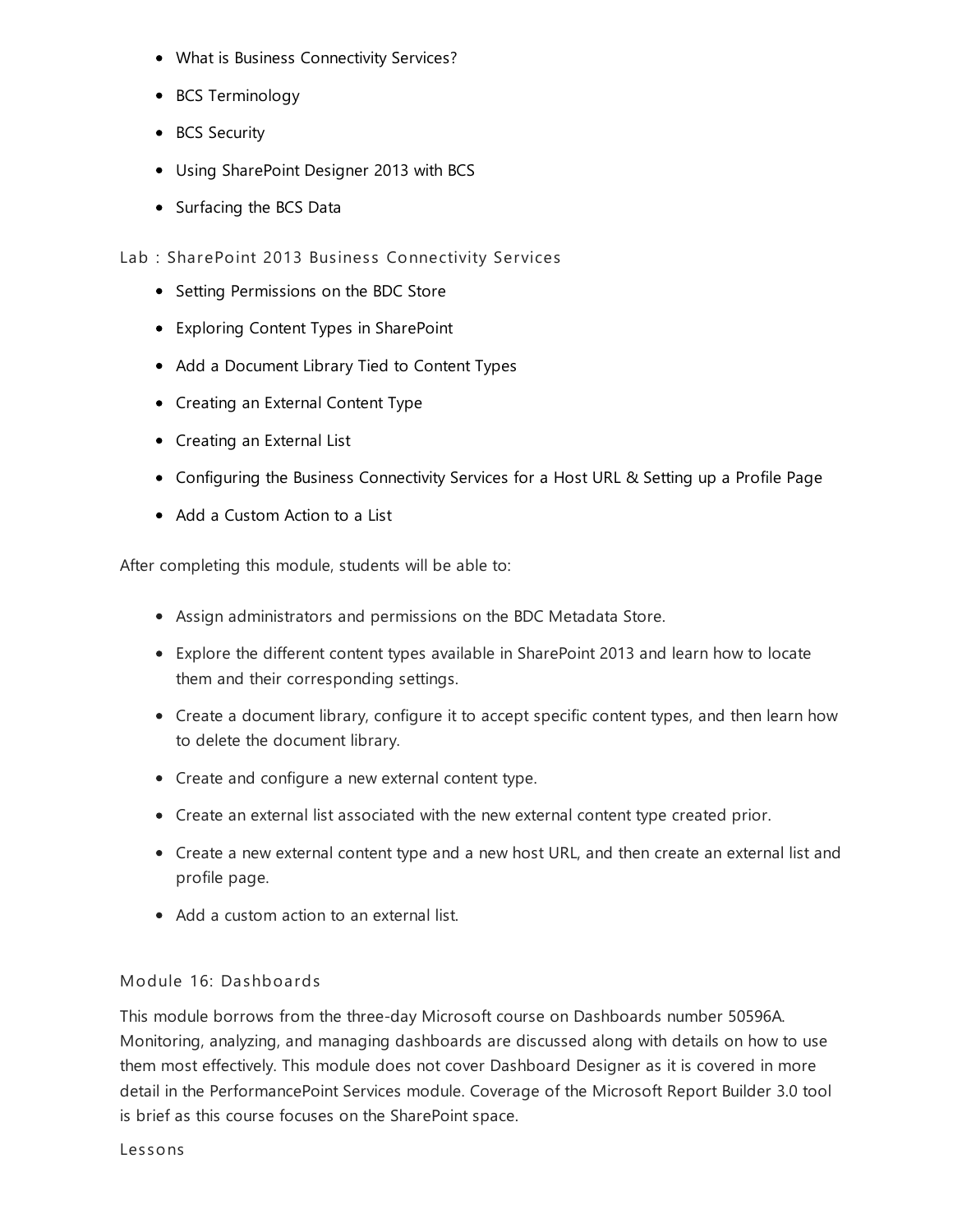- What is Business Connectivity Services?
- BCS Terminology
- BCS Security
- Using SharePoint Designer 2013 with BCS
- Surfacing the BCS Data

### Lab : SharePoint 2013 Business Connectivity Services

- Setting Permissions on the BDC Store
- Exploring Content Types in SharePoint
- Add a Document Library Tied to Content Types
- Creating an External Content Type
- Creating an External List
- Configuring the Business Connectivity Services for a Host URL & Setting up a Profile Page
- Add a Custom Action to a List

After completing this module, students will be able to:

- Assign administrators and permissions on the BDC Metadata Store.
- Explore the different content types available in SharePoint 2013 and learn how to locate them and their corresponding settings.
- Create a document library, configure it to accept specific content types, and then learn how to delete the document library.
- Create and configure a new external content type.
- Create an external list associated with the new external content type created prior.
- Create a new external content type and a new host URL, and then create an external list and profile page.
- Add a custom action to an external list.

### Module 16: Dashboards

This module borrows from the three-day Microsoft course on Dashboards number 50596A. Monitoring, analyzing, and managing dashboards are discussed along with details on how to use them most effectively. This module does not cover Dashboard Designer as it is covered in more detail in the PerformancePoint Services module. Coverage of the Microsoft Report Builder 3.0 tool is brief as this course focuses on the SharePoint space.

Lessons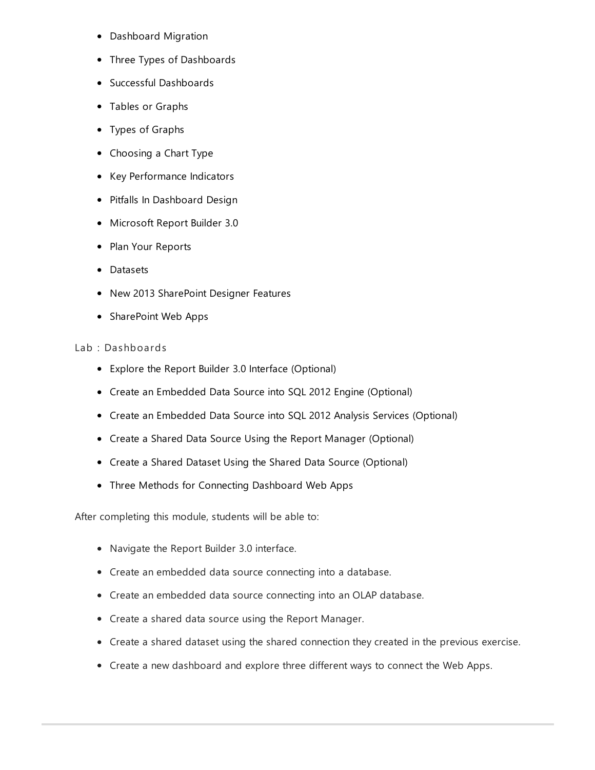- Dashboard Migration
- Three Types of Dashboards
- Successful Dashboards
- Tables or Graphs
- Types of Graphs
- Choosing a Chart Type
- Key Performance Indicators
- Pitfalls In Dashboard Design
- Microsoft Report Builder 3.0
- Plan Your Reports
- Datasets
- New 2013 SharePoint Designer Features
- SharePoint Web Apps

Lab : Dashboards

- Explore the Report Builder 3.0 Interface (Optional)
- Create an Embedded Data Source into SQL 2012 Engine (Optional)
- Create an Embedded Data Source into SQL 2012 Analysis Services (Optional)
- Create a Shared Data Source Using the Report Manager (Optional)
- Create a Shared Dataset Using the Shared Data Source (Optional)
- Three Methods for Connecting Dashboard Web Apps

After completing this module, students will be able to:

- Navigate the Report Builder 3.0 interface.
- Create an embedded data source connecting into a database.
- Create an embedded data source connecting into an OLAP database.
- Create a shared data source using the Report Manager.
- Create a shared dataset using the shared connection they created in the previous exercise.
- Create a new dashboard and explore three different ways to connect the Web Apps.